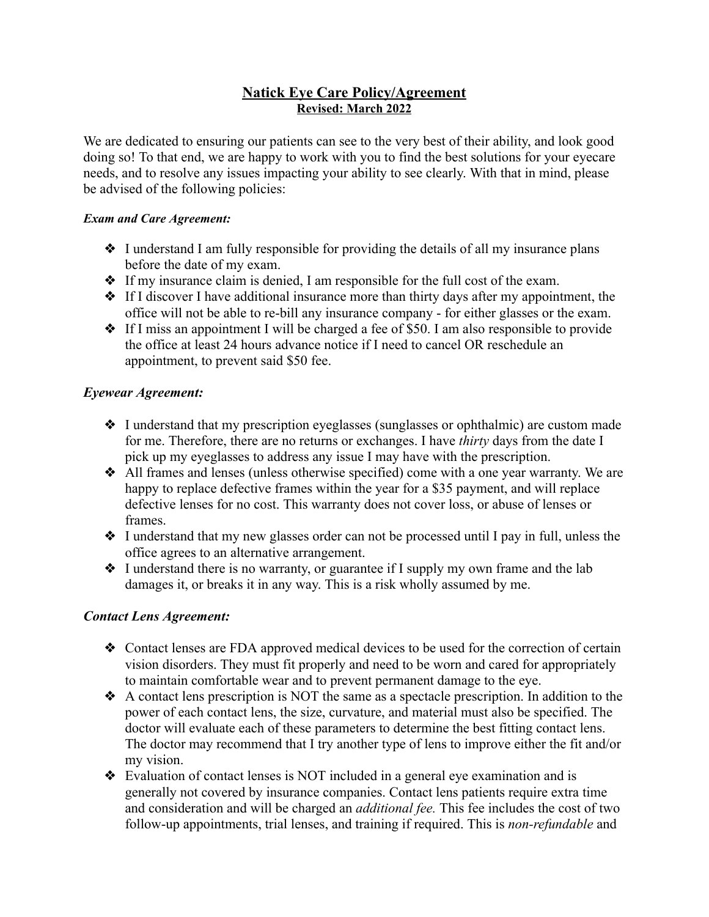# Natick Eye Care Policy/Agreement

**Revised: March 2022**

We are dedicated to ensuring our patients can see to the very best of their ability, and look good doing so! To that end, we are happy to work with you to find the best solutions for your eyecare needs, and to resolve any issues impacting your ability to see clearly. With that in mind, please be advised of the following policies:

***Exam and Care Agreement:***

- I understand I am fully responsible for providing the details of all my insurance plans before the date of my exam.
- If my insurance claim is denied, I am responsible for the full cost of the exam.
- If I discover I have additional insurance more than thirty days after my appointment, the office will not be able to re-bill any insurance company - for either glasses or the exam.
- If I miss an appointment I will be charged a fee of $50. I am also responsible to provide the office at least 24 hours advance notice if I need to cancel OR reschedule an appointment, to prevent said $50 fee.

## *Eyewear Agreement:*

- I understand that my prescription eyeglasses (sunglasses or ophthalmic) are custom made for me. Therefore, there are no returns or exchanges. I have *thirty* days from the date I pick up my eyeglasses to address any issue I may have with the prescription.
- All frames and lenses (unless otherwise specified) come with a one year warranty. We are happy to replace defective frames within the year for a $35 payment, and will replace defective lenses for no cost. This warranty does not cover loss, or abuse of lenses or frames.
- I understand that my new glasses order can not be processed until I pay in full, unless the office agrees to an alternative arrangement.
- I understand there is no warranty, or guarantee if I supply my own frame and the lab damages it, or breaks it in any way. This is a risk wholly assumed by me.

## *Contact Lens Agreement:*

- Contact lenses are FDA approved medical devices to be used for the correction of certain vision disorders. They must fit properly and need to be worn and cared for appropriately to maintain comfortable wear and to prevent permanent damage to the eye.
- A contact lens prescription is NOT the same as a spectacle prescription. In addition to the power of each contact lens, the size, curvature, and material must also be specified. The doctor will evaluate each of these parameters to determine the best fitting contact lens. The doctor may recommend that I try another type of lens to improve either the fit and/or my vision.
- Evaluation of contact lenses is NOT included in a general eye examination and is generally not covered by insurance companies. Contact lens patients require extra time and consideration and will be charged an *additional fee.* This fee includes the cost of two follow-up appointments, trial lenses, and training if required. This is *non-refundable* and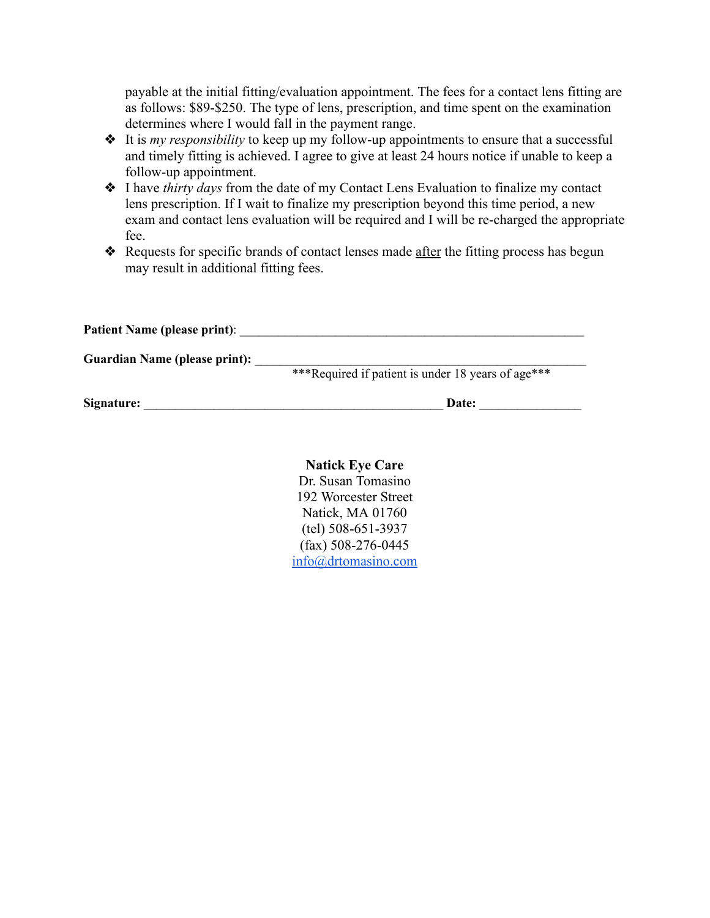payable at the initial fitting/evaluation appointment. The fees for a contact lens fitting are as follows: $89-$250. The type of lens, prescription, and time spent on the examination determines where I would fall in the payment range.

- It is *my responsibility* to keep up my follow-up appointments to ensure that a successful and timely fitting is achieved. I agree to give at least 24 hours notice if unable to keep a follow-up appointment.
- I have *thirty days* from the date of my Contact Lens Evaluation to finalize my contact lens prescription. If I wait to finalize my prescription beyond this time period, a new exam and contact lens evaluation will be required and I will be re-charged the appropriate fee.
- Requests for specific brands of contact lenses made <u>after</u> the fitting process has begun may result in additional fitting fees.

**Patient Name (please print)**: ________________________________________________________

**Guardian Name (please print):** ______________________________________________________
***Required if patient is under 18 years of age***

**Signature:** _______________________________________________ **Date:** ________________

**Natick Eye Care**
Dr. Susan Tomasino
192 Worcester Street
Natick, MA 01760
(tel) 508-651-3937
(fax) 508-276-0445
info@drtomasino.com